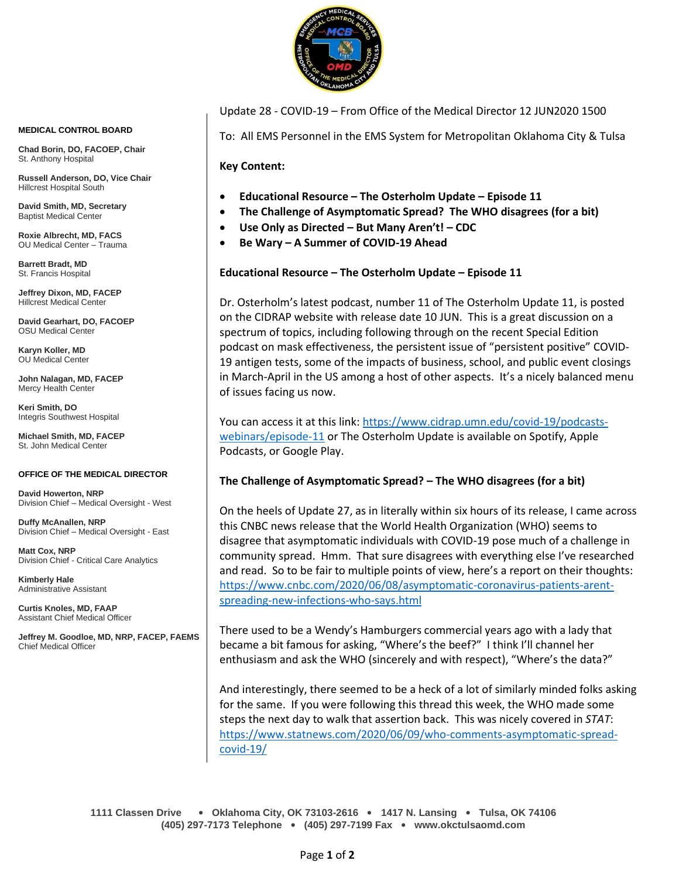**MEDICAL CONTROL BOARD**

**Chad Borin, DO, FACOEP, Chair**
St. Anthony Hospital

**Russell Anderson, DO, Vice Chair**
Hillcrest Hospital South

**David Smith, MD, Secretary**
Baptist Medical Center

**Roxie Albrecht, MD, FACS**
OU Medical Center – Trauma

**Barrett Bradt, MD**
St. Francis Hospital

**Jeffrey Dixon, MD, FACEP**
Hillcrest Medical Center

**David Gearhart, DO, FACOEP**
OSU Medical Center

**Karyn Koller, MD**
OU Medical Center

**John Nalagan, MD, FACEP**
Mercy Health Center

**Keri Smith, DO**
Integris Southwest Hospital

**Michael Smith, MD, FACEP**
St. John Medical Center

**OFFICE OF THE MEDICAL DIRECTOR**

**David Howerton, NRP**
Division Chief – Medical Oversight - West

**Duffy McAnallen, NRP**
Division Chief – Medical Oversight - East

**Matt Cox, NRP**
Division Chief - Critical Care Analytics

**Kimberly Hale**
Administrative Assistant

**Curtis Knoles, MD, FAAP**
Assistant Chief Medical Officer

**Jeffrey M. Goodloe, MD, NRP, FACEP, FAEMS**
Chief Medical Officer

Update 28 - COVID-19 – From Office of the Medical Director 12 JUN2020 1500

To: All EMS Personnel in the EMS System for Metropolitan Oklahoma City & Tulsa

**Key Content:**

- **Educational Resource – The Osterholm Update – Episode 11**
- **The Challenge of Asymptomatic Spread? The WHO disagrees (for a bit)**
- **Use Only as Directed – But Many Aren't! – CDC**
- **Be Wary – A Summer of COVID-19 Ahead**

**Educational Resource – The Osterholm Update – Episode 11**

Dr. Osterholm's latest podcast, number 11 of The Osterholm Update 11, is posted on the CIDRAP website with release date 10 JUN. This is a great discussion on a spectrum of topics, including following through on the recent Special Edition podcast on mask effectiveness, the persistent issue of "persistent positive" COVID-19 antigen tests, some of the impacts of business, school, and public event closings in March-April in the US among a host of other aspects. It's a nicely balanced menu of issues facing us now.

You can access it at this link: https://www.cidrap.umn.edu/covid-19/podcasts-webinars/episode-11 or The Osterholm Update is available on Spotify, Apple Podcasts, or Google Play.

**The Challenge of Asymptomatic Spread? – The WHO disagrees (for a bit)**

On the heels of Update 27, as in literally within six hours of its release, I came across this CNBC news release that the World Health Organization (WHO) seems to disagree that asymptomatic individuals with COVID-19 pose much of a challenge in community spread. Hmm. That sure disagrees with everything else I've researched and read. So to be fair to multiple points of view, here's a report on their thoughts: https://www.cnbc.com/2020/06/08/asymptomatic-coronavirus-patients-arent-spreading-new-infections-who-says.html

There used to be a Wendy's Hamburgers commercial years ago with a lady that became a bit famous for asking, "Where's the beef?" I think I'll channel her enthusiasm and ask the WHO (sincerely and with respect), "Where's the data?"

And interestingly, there seemed to be a heck of a lot of similarly minded folks asking for the same. If you were following this thread this week, the WHO made some steps the next day to walk that assertion back. This was nicely covered in *STAT*: https://www.statnews.com/2020/06/09/who-comments-asymptomatic-spread-covid-19/

**1111 Classen Drive • Oklahoma City, OK 73103-2616 • 1417 N. Lansing • Tulsa, OK 74106**
**(405) 297-7173 Telephone • (405) 297-7199 Fax • www.okctulsaomd.com**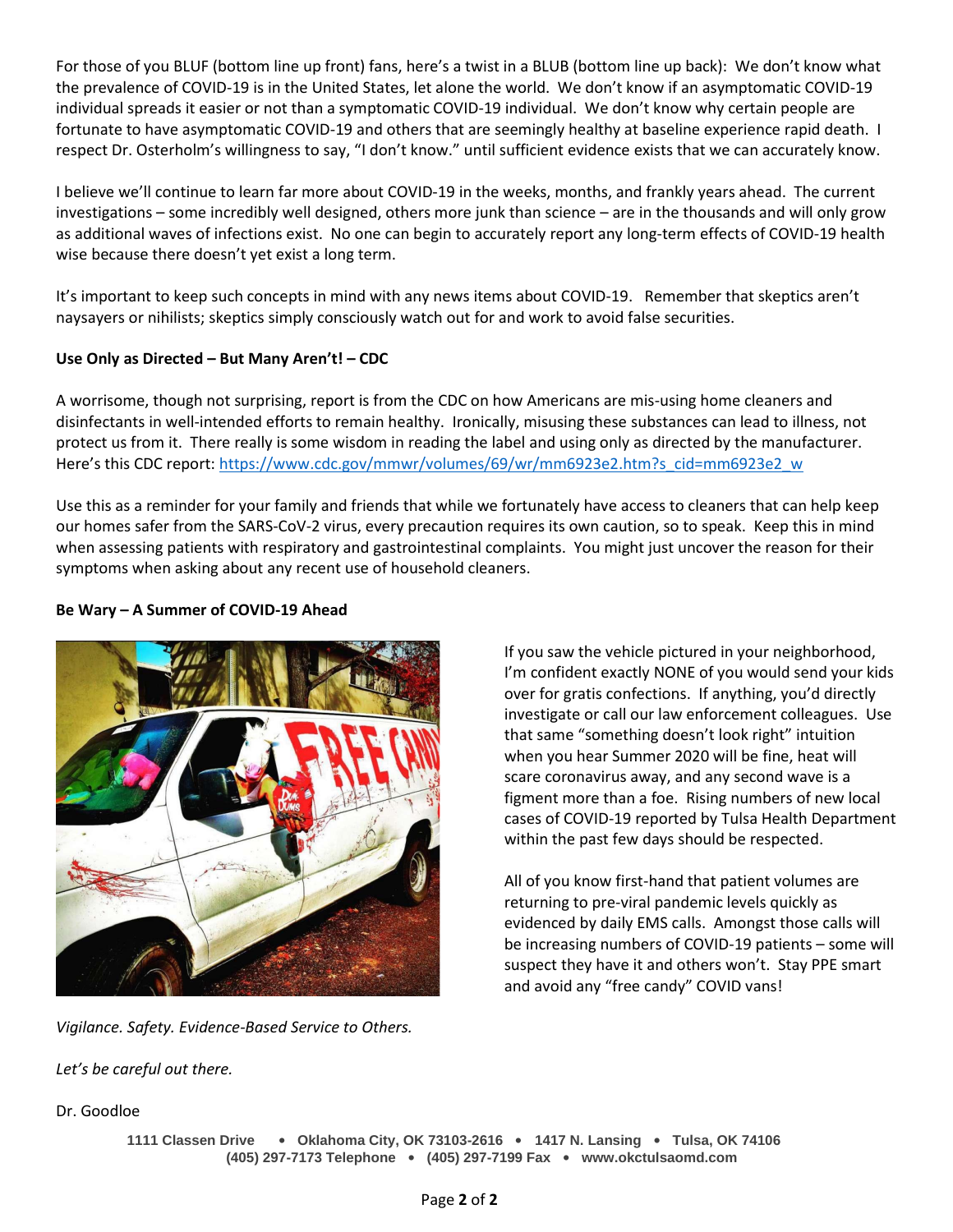For those of you BLUF (bottom line up front) fans, here's a twist in a BLUB (bottom line up back): We don't know what the prevalence of COVID-19 is in the United States, let alone the world. We don't know if an asymptomatic COVID-19 individual spreads it easier or not than a symptomatic COVID-19 individual. We don't know why certain people are fortunate to have asymptomatic COVID-19 and others that are seemingly healthy at baseline experience rapid death. I respect Dr. Osterholm's willingness to say, "I don't know." until sufficient evidence exists that we can accurately know.

I believe we'll continue to learn far more about COVID-19 in the weeks, months, and frankly years ahead. The current investigations – some incredibly well designed, others more junk than science – are in the thousands and will only grow as additional waves of infections exist. No one can begin to accurately report any long-term effects of COVID-19 health wise because there doesn't yet exist a long term.

It's important to keep such concepts in mind with any news items about COVID-19. Remember that skeptics aren't naysayers or nihilists; skeptics simply consciously watch out for and work to avoid false securities.

**Use Only as Directed – But Many Aren't! – CDC**

A worrisome, though not surprising, report is from the CDC on how Americans are mis-using home cleaners and disinfectants in well-intended efforts to remain healthy. Ironically, misusing these substances can lead to illness, not protect us from it. There really is some wisdom in reading the label and using only as directed by the manufacturer. Here's this CDC report: https://www.cdc.gov/mmwr/volumes/69/wr/mm6923e2.htm?s_cid=mm6923e2_w

Use this as a reminder for your family and friends that while we fortunately have access to cleaners that can help keep our homes safer from the SARS-CoV-2 virus, every precaution requires its own caution, so to speak. Keep this in mind when assessing patients with respiratory and gastrointestinal complaints. You might just uncover the reason for their symptoms when asking about any recent use of household cleaners.

**Be Wary – A Summer of COVID-19 Ahead**

If you saw the vehicle pictured in your neighborhood, I'm confident exactly NONE of you would send your kids over for gratis confections. If anything, you'd directly investigate or call our law enforcement colleagues. Use that same "something doesn't look right" intuition when you hear Summer 2020 will be fine, heat will scare coronavirus away, and any second wave is a figment more than a foe. Rising numbers of new local cases of COVID-19 reported by Tulsa Health Department within the past few days should be respected.

All of you know first-hand that patient volumes are returning to pre-viral pandemic levels quickly as evidenced by daily EMS calls. Amongst those calls will be increasing numbers of COVID-19 patients – some will suspect they have it and others won't. Stay PPE smart and avoid any "free candy" COVID vans!

*Vigilance. Safety. Evidence-Based Service to Others.*

*Let's be careful out there.*

Dr. Goodloe

**1111 Classen Drive • Oklahoma City, OK 73103-2616 • 1417 N. Lansing • Tulsa, OK 74106**
**(405) 297-7173 Telephone • (405) 297-7199 Fax • www.okctulsaomd.com**